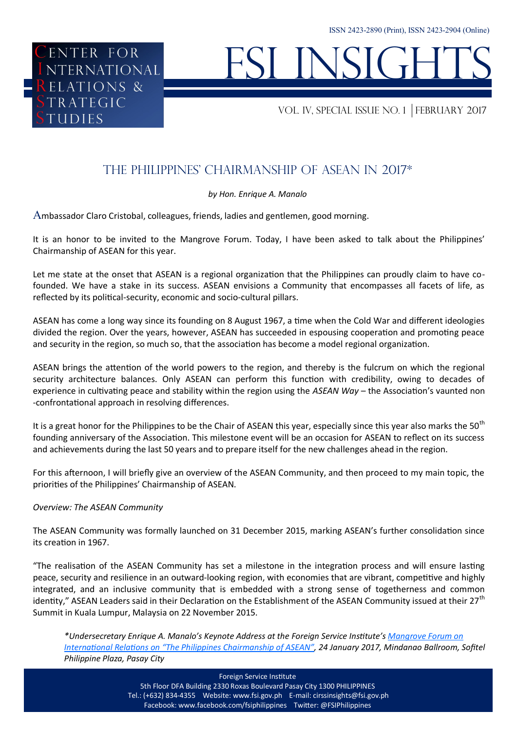# The Philippines' Chairmanship of ASEAN in 2017*

*by Hon. Enrique A. Manalo*

Ambassador Claro Cristobal, colleagues, friends, ladies and gentlemen, good morning.

It is an honor to be invited to the Mangrove Forum. Today, I have been asked to talk about the Philippines' Chairmanship of ASEAN for this year.

Let me state at the onset that ASEAN is a regional organization that the Philippines can proudly claim to have co-founded. We have a stake in its success. ASEAN envisions a Community that encompasses all facets of life, as reflected by its political-security, economic and socio-cultural pillars.

ASEAN has come a long way since its founding on 8 August 1967, a time when the Cold War and different ideologies divided the region. Over the years, however, ASEAN has succeeded in espousing cooperation and promoting peace and security in the region, so much so, that the association has become a model regional organization.

ASEAN brings the attention of the world powers to the region, and thereby is the fulcrum on which the regional security architecture balances. Only ASEAN can perform this function with credibility, owing to decades of experience in cultivating peace and stability within the region using the *ASEAN Way* – the Association's vaunted non-confrontational approach in resolving differences.

It is a great honor for the Philippines to be the Chair of ASEAN this year, especially since this year also marks the 50th founding anniversary of the Association. This milestone event will be an occasion for ASEAN to reflect on its success and achievements during the last 50 years and to prepare itself for the new challenges ahead in the region.

For this afternoon, I will briefly give an overview of the ASEAN Community, and then proceed to my main topic, the priorities of the Philippines' Chairmanship of ASEAN.

*Overview: The ASEAN Community*

The ASEAN Community was formally launched on 31 December 2015, marking ASEAN's further consolidation since its creation in 1967.

"The realisation of the ASEAN Community has set a milestone in the integration process and will ensure lasting peace, security and resilience in an outward-looking region, with economies that are vibrant, competitive and highly integrated, and an inclusive community that is embedded with a strong sense of togetherness and common identity," ASEAN Leaders said in their Declaration on the Establishment of the ASEAN Community issued at their 27th Summit in Kuala Lumpur, Malaysia on 22 November 2015.

*\*Undersecretary Enrique A. Manalo's Keynote Address at the Foreign Service Institute's Mangrove Forum on International Relations on "The Philippines Chairmanship of ASEAN", 24 January 2017, Mindanao Ballroom, Sofitel Philippine Plaza, Pasay City*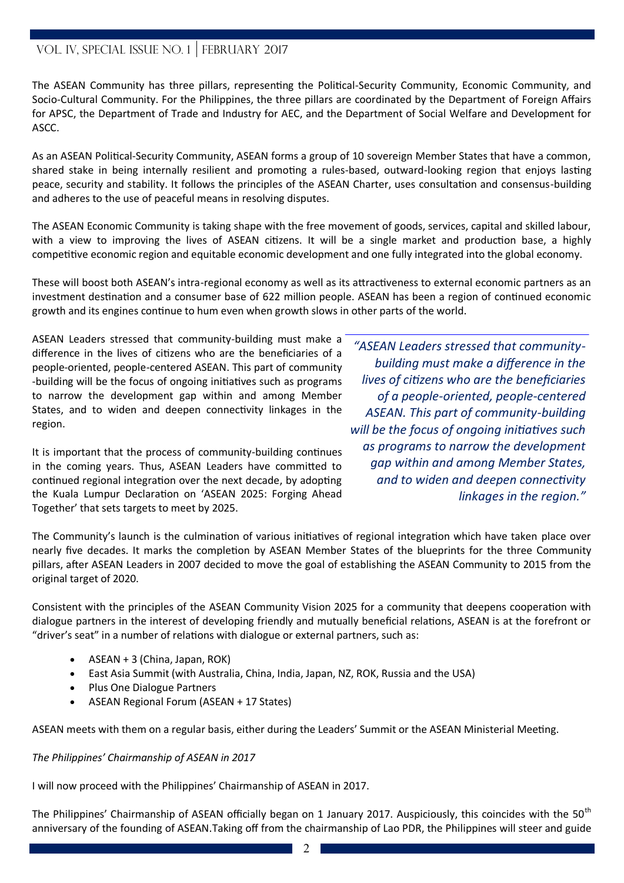The ASEAN Community has three pillars, representing the Political-Security Community, Economic Community, and Socio-Cultural Community. For the Philippines, the three pillars are coordinated by the Department of Foreign Affairs for APSC, the Department of Trade and Industry for AEC, and the Department of Social Welfare and Development for ASCC.

As an ASEAN Political-Security Community, ASEAN forms a group of 10 sovereign Member States that have a common, shared stake in being internally resilient and promoting a rules-based, outward-looking region that enjoys lasting peace, security and stability. It follows the principles of the ASEAN Charter, uses consultation and consensus-building and adheres to the use of peaceful means in resolving disputes.

The ASEAN Economic Community is taking shape with the free movement of goods, services, capital and skilled labour, with a view to improving the lives of ASEAN citizens. It will be a single market and production base, a highly competitive economic region and equitable economic development and one fully integrated into the global economy.

These will boost both ASEAN's intra-regional economy as well as its attractiveness to external economic partners as an investment destination and a consumer base of 622 million people. ASEAN has been a region of continued economic growth and its engines continue to hum even when growth slows in other parts of the world.

ASEAN Leaders stressed that community-building must make a difference in the lives of citizens who are the beneficiaries of a people-oriented, people-centered ASEAN. This part of community-building will be the focus of ongoing initiatives such as programs to narrow the development gap within and among Member States, and to widen and deepen connectivity linkages in the region.

*"ASEAN Leaders stressed that community-building must make a difference in the lives of citizens who are the beneficiaries of a people-oriented, people-centered ASEAN. This part of community-building will be the focus of ongoing initiatives such as programs to narrow the development gap within and among Member States, and to widen and deepen connectivity linkages in the region."*

It is important that the process of community-building continues in the coming years. Thus, ASEAN Leaders have committed to continued regional integration over the next decade, by adopting the Kuala Lumpur Declaration on 'ASEAN 2025: Forging Ahead Together' that sets targets to meet by 2025.

The Community's launch is the culmination of various initiatives of regional integration which have taken place over nearly five decades. It marks the completion by ASEAN Member States of the blueprints for the three Community pillars, after ASEAN Leaders in 2007 decided to move the goal of establishing the ASEAN Community to 2015 from the original target of 2020.

Consistent with the principles of the ASEAN Community Vision 2025 for a community that deepens cooperation with dialogue partners in the interest of developing friendly and mutually beneficial relations, ASEAN is at the forefront or "driver's seat" in a number of relations with dialogue or external partners, such as:

- ASEAN + 3 (China, Japan, ROK)
- East Asia Summit (with Australia, China, India, Japan, NZ, ROK, Russia and the USA)
- Plus One Dialogue Partners
- ASEAN Regional Forum (ASEAN + 17 States)

ASEAN meets with them on a regular basis, either during the Leaders' Summit or the ASEAN Ministerial Meeting.

*The Philippines' Chairmanship of ASEAN in 2017*

I will now proceed with the Philippines' Chairmanship of ASEAN in 2017.

The Philippines' Chairmanship of ASEAN officially began on 1 January 2017. Auspiciously, this coincides with the 50th anniversary of the founding of ASEAN.Taking off from the chairmanship of Lao PDR, the Philippines will steer and guide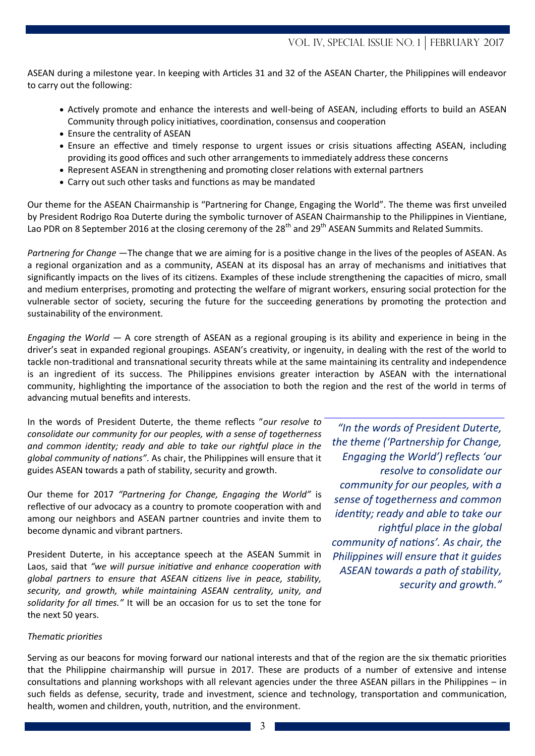ASEAN during a milestone year. In keeping with Articles 31 and 32 of the ASEAN Charter, the Philippines will endeavor to carry out the following:

- Actively promote and enhance the interests and well-being of ASEAN, including efforts to build an ASEAN Community through policy initiatives, coordination, consensus and cooperation
- Ensure the centrality of ASEAN
- Ensure an effective and timely response to urgent issues or crisis situations affecting ASEAN, including providing its good offices and such other arrangements to immediately address these concerns
- Represent ASEAN in strengthening and promoting closer relations with external partners
- Carry out such other tasks and functions as may be mandated

Our theme for the ASEAN Chairmanship is "Partnering for Change, Engaging the World". The theme was first unveiled by President Rodrigo Roa Duterte during the symbolic turnover of ASEAN Chairmanship to the Philippines in Vientiane, Lao PDR on 8 September 2016 at the closing ceremony of the 28th and 29th ASEAN Summits and Related Summits.

*Partnering for Change* —The change that we are aiming for is a positive change in the lives of the peoples of ASEAN. As a regional organization and as a community, ASEAN at its disposal has an array of mechanisms and initiatives that significantly impacts on the lives of its citizens. Examples of these include strengthening the capacities of micro, small and medium enterprises, promoting and protecting the welfare of migrant workers, ensuring social protection for the vulnerable sector of society, securing the future for the succeeding generations by promoting the protection and sustainability of the environment.

*Engaging the World* — A core strength of ASEAN as a regional grouping is its ability and experience in being in the driver's seat in expanded regional groupings. ASEAN's creativity, or ingenuity, in dealing with the rest of the world to tackle non-traditional and transnational security threats while at the same maintaining its centrality and independence is an ingredient of its success. The Philippines envisions greater interaction by ASEAN with the international community, highlighting the importance of the association to both the region and the rest of the world in terms of advancing mutual benefits and interests.

In the words of President Duterte, the theme reflects "*our resolve to consolidate our community for our peoples, with a sense of togetherness and common identity; ready and able to take our rightful place in the global community of nations"*. As chair, the Philippines will ensure that it guides ASEAN towards a path of stability, security and growth.

Our theme for 2017 *"Partnering for Change, Engaging the World"* is reflective of our advocacy as a country to promote cooperation with and among our neighbors and ASEAN partner countries and invite them to become dynamic and vibrant partners.

President Duterte, in his acceptance speech at the ASEAN Summit in Laos, said that *"we will pursue initiative and enhance cooperation with global partners to ensure that ASEAN citizens live in peace, stability, security, and growth, while maintaining ASEAN centrality, unity, and solidarity for all times."* It will be an occasion for us to set the tone for the next 50 years.

> *"In the words of President Duterte, the theme ('Partnership for Change, Engaging the World') reflects 'our resolve to consolidate our community for our peoples, with a sense of togetherness and common identity; ready and able to take our rightful place in the global community of nations'. As chair, the Philippines will ensure that it guides ASEAN towards a path of stability, security and growth."*

*Thematic priorities*

Serving as our beacons for moving forward our national interests and that of the region are the six thematic priorities that the Philippine chairmanship will pursue in 2017. These are products of a number of extensive and intense consultations and planning workshops with all relevant agencies under the three ASEAN pillars in the Philippines – in such fields as defense, security, trade and investment, science and technology, transportation and communication, health, women and children, youth, nutrition, and the environment.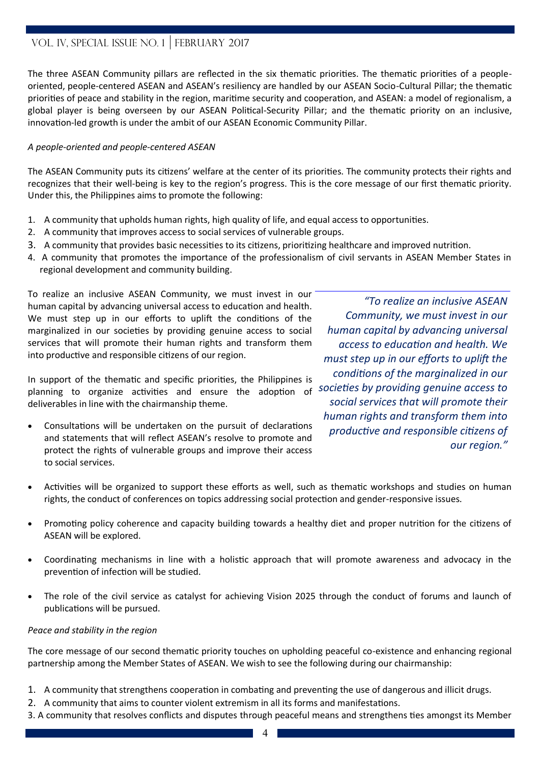The three ASEAN Community pillars are reflected in the six thematic priorities. The thematic priorities of a people-oriented, people-centered ASEAN and ASEAN's resiliency are handled by our ASEAN Socio-Cultural Pillar; the thematic priorities of peace and stability in the region, maritime security and cooperation, and ASEAN: a model of regionalism, a global player is being overseen by our ASEAN Political-Security Pillar; and the thematic priority on an inclusive, innovation-led growth is under the ambit of our ASEAN Economic Community Pillar.

*A people-oriented and people-centered ASEAN*

The ASEAN Community puts its citizens' welfare at the center of its priorities. The community protects their rights and recognizes that their well-being is key to the region's progress. This is the core message of our first thematic priority. Under this, the Philippines aims to promote the following:

1. A community that upholds human rights, high quality of life, and equal access to opportunities.
2. A community that improves access to social services of vulnerable groups.
3. A community that provides basic necessities to its citizens, prioritizing healthcare and improved nutrition.
4. A community that promotes the importance of the professionalism of civil servants in ASEAN Member States in regional development and community building.

To realize an inclusive ASEAN Community, we must invest in our human capital by advancing universal access to education and health. We must step up in our efforts to uplift the conditions of the marginalized in our societies by providing genuine access to social services that will promote their human rights and transform them into productive and responsible citizens of our region.

*"To realize an inclusive ASEAN Community, we must invest in our human capital by advancing universal access to education and health. We must step up in our efforts to uplift the conditions of the marginalized in our societies by providing genuine access to social services that will promote their human rights and transform them into productive and responsible citizens of our region."*

In support of the thematic and specific priorities, the Philippines is planning to organize activities and ensure the adoption of deliverables in line with the chairmanship theme.

- Consultations will be undertaken on the pursuit of declarations and statements that will reflect ASEAN's resolve to promote and protect the rights of vulnerable groups and improve their access to social services.
- Activities will be organized to support these efforts as well, such as thematic workshops and studies on human rights, the conduct of conferences on topics addressing social protection and gender-responsive issues.
- Promoting policy coherence and capacity building towards a healthy diet and proper nutrition for the citizens of ASEAN will be explored.
- Coordinating mechanisms in line with a holistic approach that will promote awareness and advocacy in the prevention of infection will be studied.
- The role of the civil service as catalyst for achieving Vision 2025 through the conduct of forums and launch of publications will be pursued.

*Peace and stability in the region*

The core message of our second thematic priority touches on upholding peaceful co-existence and enhancing regional partnership among the Member States of ASEAN. We wish to see the following during our chairmanship:

1. A community that strengthens cooperation in combating and preventing the use of dangerous and illicit drugs.
2. A community that aims to counter violent extremism in all its forms and manifestations.
3. A community that resolves conflicts and disputes through peaceful means and strengthens ties amongst its Member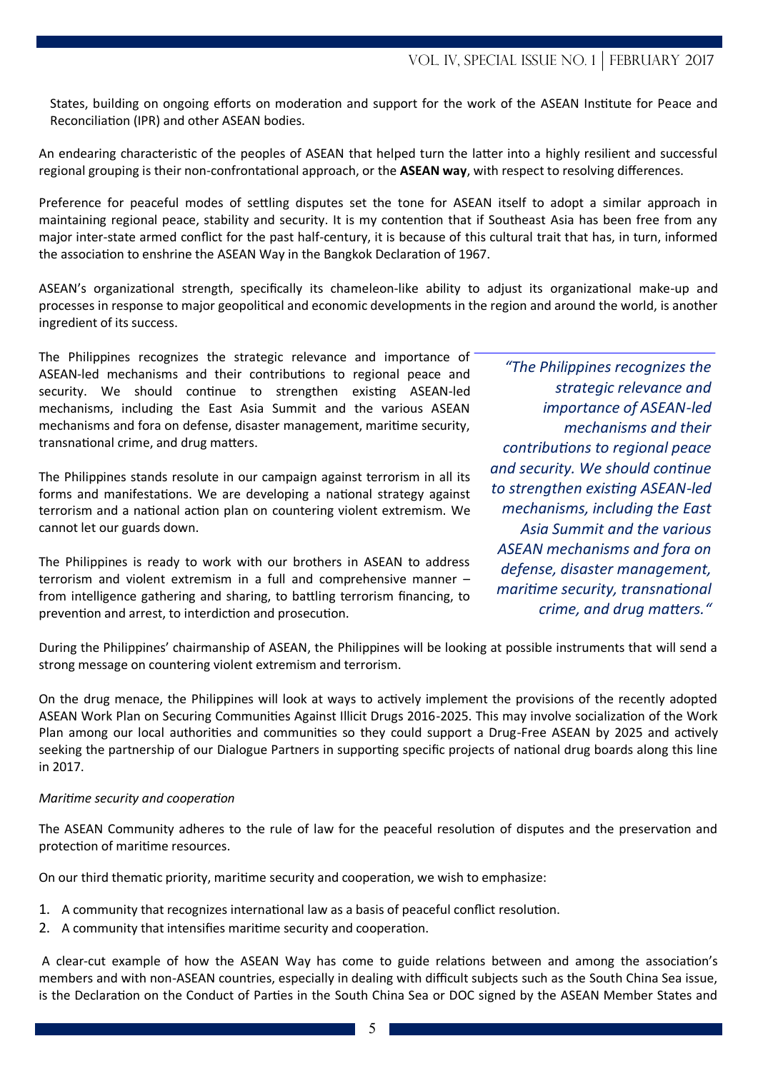States, building on ongoing efforts on moderation and support for the work of the ASEAN Institute for Peace and Reconciliation (IPR) and other ASEAN bodies.

An endearing characteristic of the peoples of ASEAN that helped turn the latter into a highly resilient and successful regional grouping is their non-confrontational approach, or the **ASEAN way**, with respect to resolving differences.

Preference for peaceful modes of settling disputes set the tone for ASEAN itself to adopt a similar approach in maintaining regional peace, stability and security. It is my contention that if Southeast Asia has been free from any major inter-state armed conflict for the past half-century, it is because of this cultural trait that has, in turn, informed the association to enshrine the ASEAN Way in the Bangkok Declaration of 1967.

ASEAN's organizational strength, specifically its chameleon-like ability to adjust its organizational make-up and processes in response to major geopolitical and economic developments in the region and around the world, is another ingredient of its success.

The Philippines recognizes the strategic relevance and importance of ASEAN-led mechanisms and their contributions to regional peace and security. We should continue to strengthen existing ASEAN-led mechanisms, including the East Asia Summit and the various ASEAN mechanisms and fora on defense, disaster management, maritime security, transnational crime, and drug matters.

The Philippines stands resolute in our campaign against terrorism in all its forms and manifestations. We are developing a national strategy against terrorism and a national action plan on countering violent extremism. We cannot let our guards down.

The Philippines is ready to work with our brothers in ASEAN to address terrorism and violent extremism in a full and comprehensive manner – from intelligence gathering and sharing, to battling terrorism financing, to prevention and arrest, to interdiction and prosecution.

> *"The Philippines recognizes the strategic relevance and importance of ASEAN-led mechanisms and their contributions to regional peace and security. We should continue to strengthen existing ASEAN-led mechanisms, including the East Asia Summit and the various ASEAN mechanisms and fora on defense, disaster management, maritime security, transnational crime, and drug matters."*

During the Philippines' chairmanship of ASEAN, the Philippines will be looking at possible instruments that will send a strong message on countering violent extremism and terrorism.

On the drug menace, the Philippines will look at ways to actively implement the provisions of the recently adopted ASEAN Work Plan on Securing Communities Against Illicit Drugs 2016-2025. This may involve socialization of the Work Plan among our local authorities and communities so they could support a Drug-Free ASEAN by 2025 and actively seeking the partnership of our Dialogue Partners in supporting specific projects of national drug boards along this line in 2017.

*Maritime security and cooperation*

The ASEAN Community adheres to the rule of law for the peaceful resolution of disputes and the preservation and protection of maritime resources.

On our third thematic priority, maritime security and cooperation, we wish to emphasize:

1. A community that recognizes international law as a basis of peaceful conflict resolution.
2. A community that intensifies maritime security and cooperation.

A clear-cut example of how the ASEAN Way has come to guide relations between and among the association's members and with non-ASEAN countries, especially in dealing with difficult subjects such as the South China Sea issue, is the Declaration on the Conduct of Parties in the South China Sea or DOC signed by the ASEAN Member States and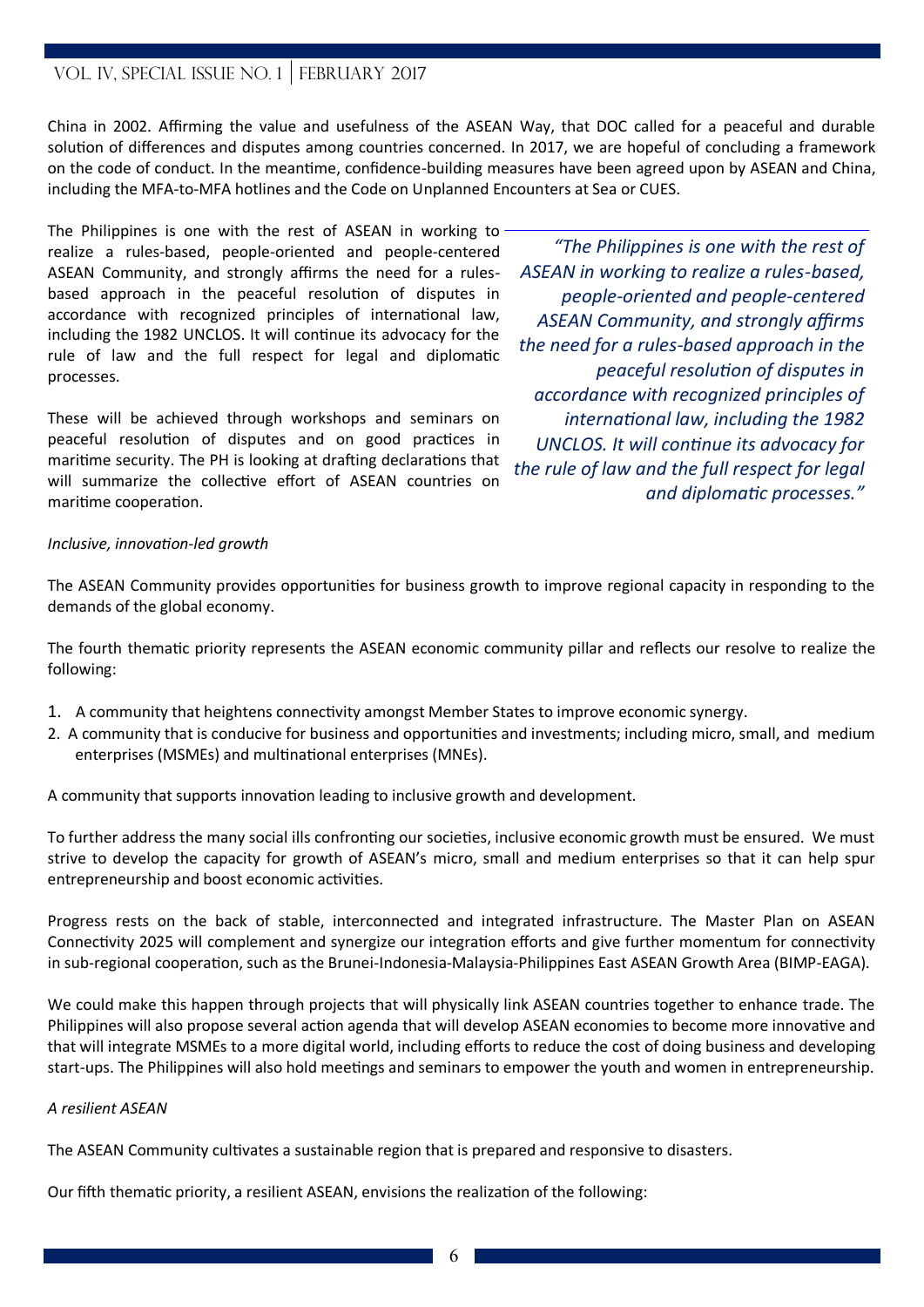China in 2002. Affirming the value and usefulness of the ASEAN Way, that DOC called for a peaceful and durable solution of differences and disputes among countries concerned. In 2017, we are hopeful of concluding a framework on the code of conduct. In the meantime, confidence-building measures have been agreed upon by ASEAN and China, including the MFA-to-MFA hotlines and the Code on Unplanned Encounters at Sea or CUES.

The Philippines is one with the rest of ASEAN in working to realize a rules-based, people-oriented and people-centered ASEAN Community, and strongly affirms the need for a rules-based approach in the peaceful resolution of disputes in accordance with recognized principles of international law, including the 1982 UNCLOS. It will continue its advocacy for the rule of law and the full respect for legal and diplomatic processes.

These will be achieved through workshops and seminars on peaceful resolution of disputes and on good practices in maritime security. The PH is looking at drafting declarations that will summarize the collective effort of ASEAN countries on maritime cooperation.

> *"The Philippines is one with the rest of ASEAN in working to realize a rules-based, people-oriented and people-centered ASEAN Community, and strongly affirms the need for a rules-based approach in the peaceful resolution of disputes in accordance with recognized principles of international law, including the 1982 UNCLOS. It will continue its advocacy for the rule of law and the full respect for legal and diplomatic processes."*

*Inclusive, innovation-led growth*

The ASEAN Community provides opportunities for business growth to improve regional capacity in responding to the demands of the global economy.

The fourth thematic priority represents the ASEAN economic community pillar and reflects our resolve to realize the following:

1. A community that heightens connectivity amongst Member States to improve economic synergy.
2. A community that is conducive for business and opportunities and investments; including micro, small, and medium enterprises (MSMEs) and multinational enterprises (MNEs).

A community that supports innovation leading to inclusive growth and development.

To further address the many social ills confronting our societies, inclusive economic growth must be ensured. We must strive to develop the capacity for growth of ASEAN's micro, small and medium enterprises so that it can help spur entrepreneurship and boost economic activities.

Progress rests on the back of stable, interconnected and integrated infrastructure. The Master Plan on ASEAN Connectivity 2025 will complement and synergize our integration efforts and give further momentum for connectivity in sub-regional cooperation, such as the Brunei-Indonesia-Malaysia-Philippines East ASEAN Growth Area (BIMP-EAGA).

We could make this happen through projects that will physically link ASEAN countries together to enhance trade. The Philippines will also propose several action agenda that will develop ASEAN economies to become more innovative and that will integrate MSMEs to a more digital world, including efforts to reduce the cost of doing business and developing start-ups. The Philippines will also hold meetings and seminars to empower the youth and women in entrepreneurship.

*A resilient ASEAN*

The ASEAN Community cultivates a sustainable region that is prepared and responsive to disasters.

Our fifth thematic priority, a resilient ASEAN, envisions the realization of the following: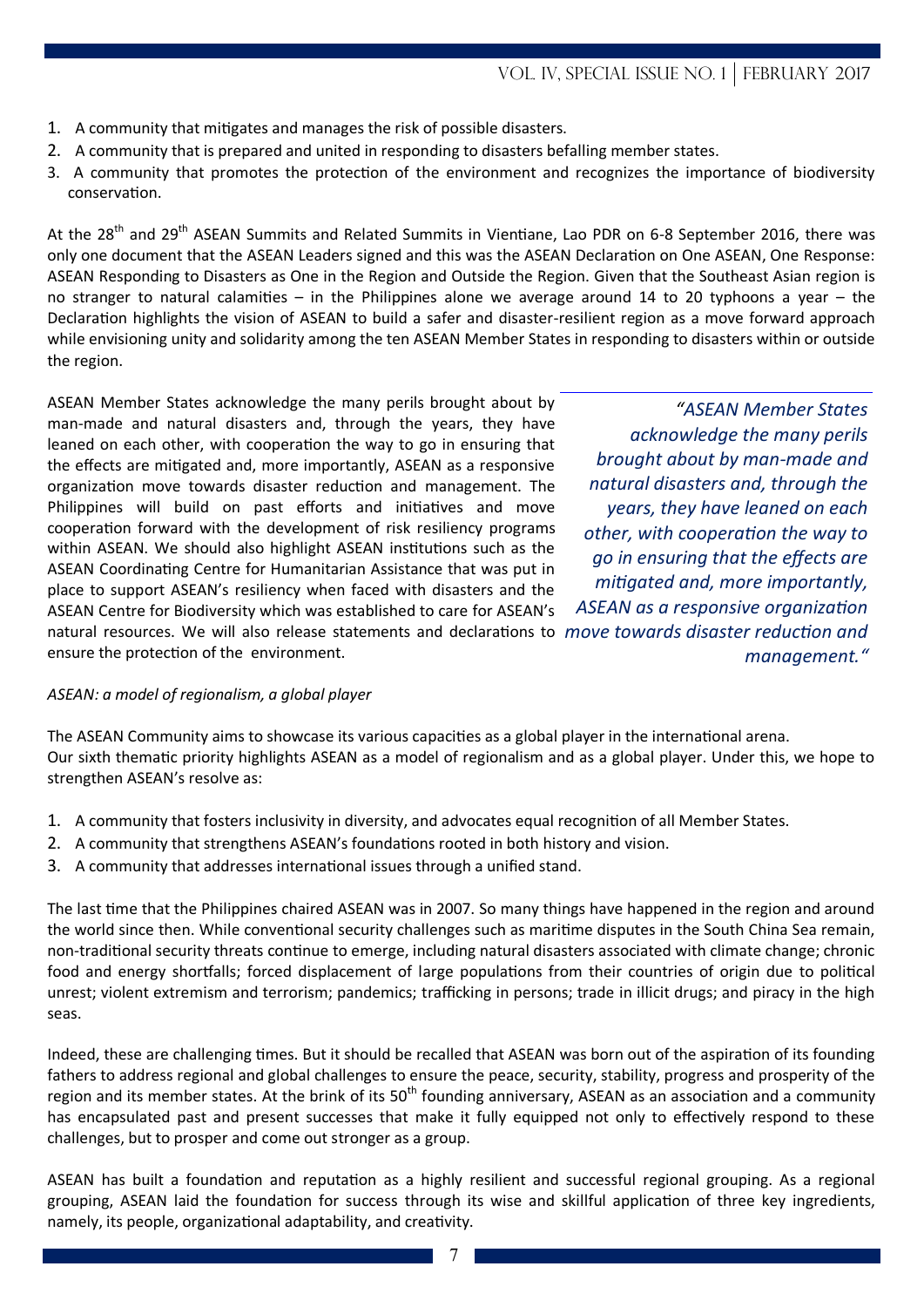1. A community that mitigates and manages the risk of possible disasters.
2. A community that is prepared and united in responding to disasters befalling member states.
3. A community that promotes the protection of the environment and recognizes the importance of biodiversity conservation.

At the 28th and 29th ASEAN Summits and Related Summits in Vientiane, Lao PDR on 6-8 September 2016, there was only one document that the ASEAN Leaders signed and this was the ASEAN Declaration on One ASEAN, One Response: ASEAN Responding to Disasters as One in the Region and Outside the Region. Given that the Southeast Asian region is no stranger to natural calamities – in the Philippines alone we average around 14 to 20 typhoons a year – the Declaration highlights the vision of ASEAN to build a safer and disaster-resilient region as a move forward approach while envisioning unity and solidarity among the ten ASEAN Member States in responding to disasters within or outside the region.

ASEAN Member States acknowledge the many perils brought about by man-made and natural disasters and, through the years, they have leaned on each other, with cooperation the way to go in ensuring that the effects are mitigated and, more importantly, ASEAN as a responsive organization move towards disaster reduction and management. The Philippines will build on past efforts and initiatives and move cooperation forward with the development of risk resiliency programs within ASEAN. We should also highlight ASEAN institutions such as the ASEAN Coordinating Centre for Humanitarian Assistance that was put in place to support ASEAN's resiliency when faced with disasters and the ASEAN Centre for Biodiversity which was established to care for ASEAN's natural resources. We will also release statements and declarations to ensure the protection of the environment.

> *"ASEAN Member States acknowledge the many perils brought about by man-made and natural disasters and, through the years, they have leaned on each other, with cooperation the way to go in ensuring that the effects are mitigated and, more importantly, ASEAN as a responsive organization move towards disaster reduction and management."*

*ASEAN: a model of regionalism, a global player*

The ASEAN Community aims to showcase its various capacities as a global player in the international arena.
Our sixth thematic priority highlights ASEAN as a model of regionalism and as a global player. Under this, we hope to strengthen ASEAN's resolve as:

1. A community that fosters inclusivity in diversity, and advocates equal recognition of all Member States.
2. A community that strengthens ASEAN's foundations rooted in both history and vision.
3. A community that addresses international issues through a unified stand.

The last time that the Philippines chaired ASEAN was in 2007. So many things have happened in the region and around the world since then. While conventional security challenges such as maritime disputes in the South China Sea remain, non-traditional security threats continue to emerge, including natural disasters associated with climate change; chronic food and energy shortfalls; forced displacement of large populations from their countries of origin due to political unrest; violent extremism and terrorism; pandemics; trafficking in persons; trade in illicit drugs; and piracy in the high seas.

Indeed, these are challenging times. But it should be recalled that ASEAN was born out of the aspiration of its founding fathers to address regional and global challenges to ensure the peace, security, stability, progress and prosperity of the region and its member states. At the brink of its 50th founding anniversary, ASEAN as an association and a community has encapsulated past and present successes that make it fully equipped not only to effectively respond to these challenges, but to prosper and come out stronger as a group.

ASEAN has built a foundation and reputation as a highly resilient and successful regional grouping. As a regional grouping, ASEAN laid the foundation for success through its wise and skillful application of three key ingredients, namely, its people, organizational adaptability, and creativity.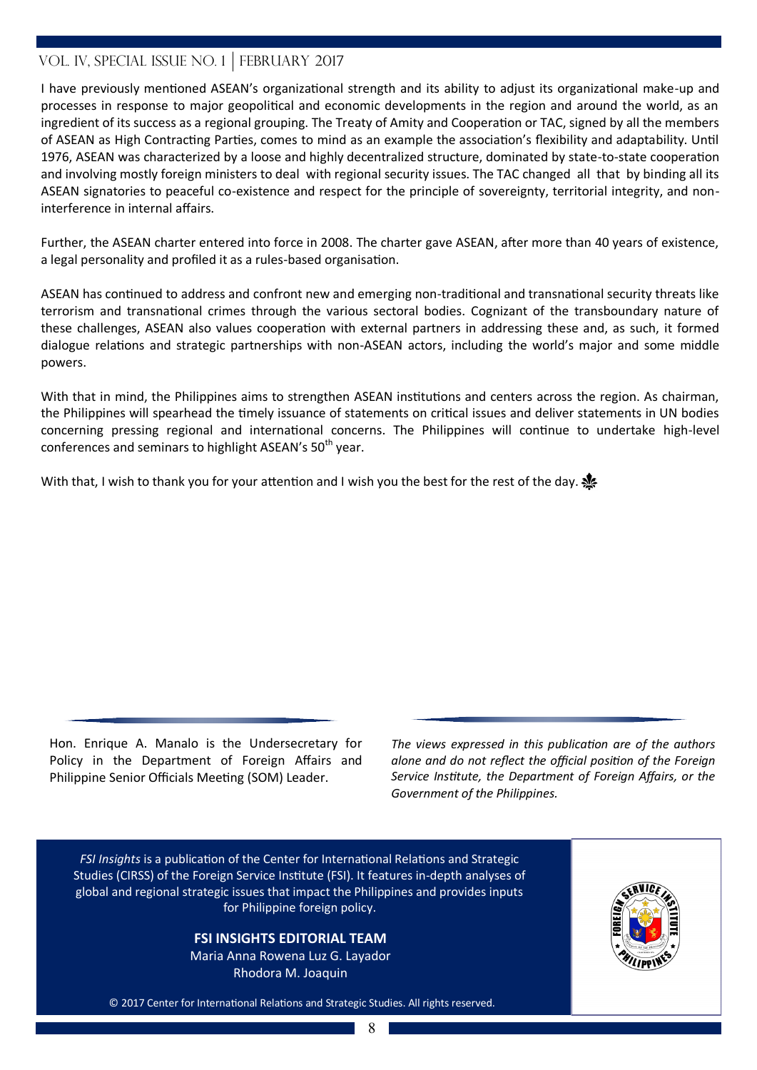I have previously mentioned ASEAN's organizational strength and its ability to adjust its organizational make-up and processes in response to major geopolitical and economic developments in the region and around the world, as an ingredient of its success as a regional grouping. The Treaty of Amity and Cooperation or TAC, signed by all the members of ASEAN as High Contracting Parties, comes to mind as an example the association's flexibility and adaptability. Until 1976, ASEAN was characterized by a loose and highly decentralized structure, dominated by state-to-state cooperation and involving mostly foreign ministers to deal with regional security issues. The TAC changed all that by binding all its ASEAN signatories to peaceful co-existence and respect for the principle of sovereignty, territorial integrity, and non-interference in internal affairs.

Further, the ASEAN charter entered into force in 2008. The charter gave ASEAN, after more than 40 years of existence, a legal personality and profiled it as a rules-based organisation.

ASEAN has continued to address and confront new and emerging non-traditional and transnational security threats like terrorism and transnational crimes through the various sectoral bodies. Cognizant of the transboundary nature of these challenges, ASEAN also values cooperation with external partners in addressing these and, as such, it formed dialogue relations and strategic partnerships with non-ASEAN actors, including the world's major and some middle powers.

With that in mind, the Philippines aims to strengthen ASEAN institutions and centers across the region. As chairman, the Philippines will spearhead the timely issuance of statements on critical issues and deliver statements in UN bodies concerning pressing regional and international concerns. The Philippines will continue to undertake high-level conferences and seminars to highlight ASEAN's 50th year.

With that, I wish to thank you for your attention and I wish you the best for the rest of the day.

---

Hon. Enrique A. Manalo is the Undersecretary for Policy in the Department of Foreign Affairs and Philippine Senior Officials Meeting (SOM) Leader.

*The views expressed in this publication are of the authors alone and do not reflect the official position of the Foreign Service Institute, the Department of Foreign Affairs, or the Government of the Philippines.*

---

*FSI Insights* is a publication of the Center for International Relations and Strategic Studies (CIRSS) of the Foreign Service Institute (FSI). It features in-depth analyses of global and regional strategic issues that impact the Philippines and provides inputs for Philippine foreign policy.

**FSI INSIGHTS EDITORIAL TEAM**

Maria Anna Rowena Luz G. Layador

Rhodora M. Joaquin

© 2017 Center for International Relations and Strategic Studies. All rights reserved.